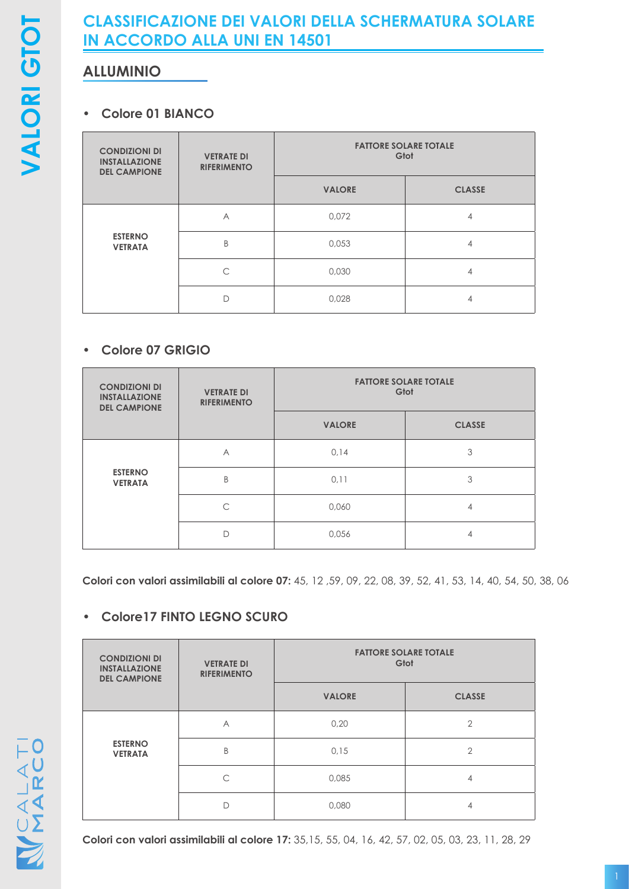# CLASSIFICAZIONE DEI VALORI DELLA SCHERMATURA SOLARE IN ACCORDO ALLA UNI EN 14501

## ALLUMINIO

- **Colore 01 BIANCO**

| CONDIZIONI DI INSTALLAZIONE DEL CAMPIONE | VETRATE DI RIFERIMENTO | FATTORE SOLARE TOTALE Gtot | |
|---|---|---|---|
| | | VALORE | CLASSE |
| ESTERNO VETRATA | A | 0,072 | 4 |
| | B | 0,053 | 4 |
| | C | 0,030 | 4 |
| | D | 0,028 | 4 |

- **Colore 07 GRIGIO**

| CONDIZIONI DI INSTALLAZIONE DEL CAMPIONE | VETRATE DI RIFERIMENTO | FATTORE SOLARE TOTALE Gtot | |
|---|---|---|---|
| | | VALORE | CLASSE |
| ESTERNO VETRATA | A | 0,14 | 3 |
| | B | 0,11 | 3 |
| | C | 0,060 | 4 |
| | D | 0,056 | 4 |

**Colori con valori assimilabili al colore 07:** 45, 12 ,59, 09, 22, 08, 39, 52, 41, 53, 14, 40, 54, 50, 38, 06

- **Colore17 FINTO LEGNO SCURO**

| CONDIZIONI DI INSTALLAZIONE DEL CAMPIONE | VETRATE DI RIFERIMENTO | FATTORE SOLARE TOTALE Gtot | |
|---|---|---|---|
| | | VALORE | CLASSE |
| ESTERNO VETRATA | A | 0,20 | 2 |
| | B | 0,15 | 2 |
| | C | 0,085 | 4 |
| | D | 0,080 | 4 |

**Colori con valori assimilabili al colore 17:** 35,15, 55, 04, 16, 42, 57, 02, 05, 03, 23, 11, 28, 29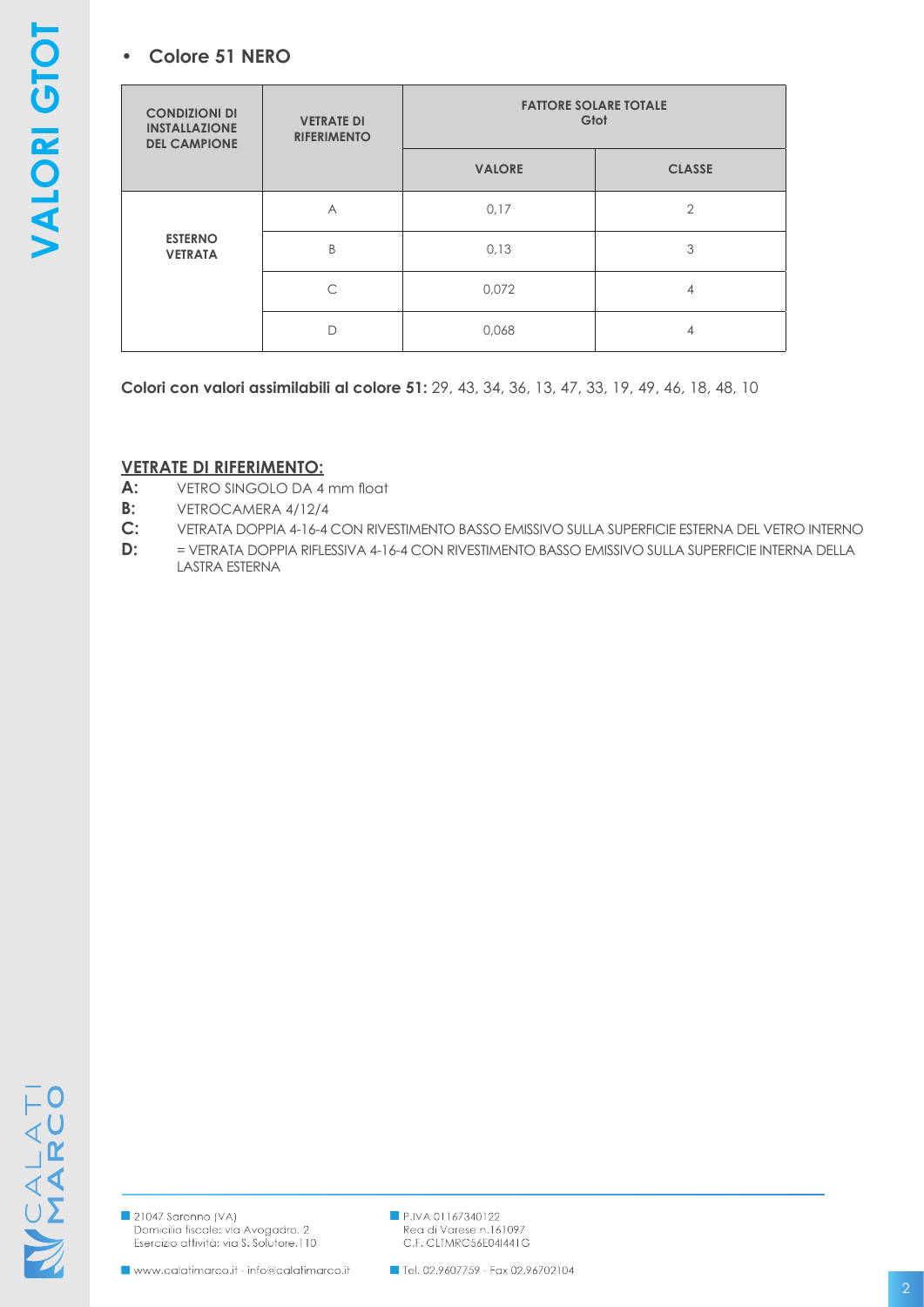- **Colore 51 NERO**

| CONDIZIONI DI INSTALLAZIONE DEL CAMPIONE | VETRATE DI RIFERIMENTO | FATTORE SOLARE TOTALE Gtot | |
|---|---|---|---|
| | | VALORE | CLASSE |
| ESTERNO VETRATA | A | 0,17 | 2 |
| | B | 0,13 | 3 |
| | C | 0,072 | 4 |
| | D | 0,068 | 4 |

**Colori con valori assimilabili al colore 51:** 29, 43, 34, 36, 13, 47, 33, 19, 49, 46, 18, 48, 10

**VETRATE DI RIFERIMENTO:**

**A:** VETRO SINGOLO DA 4 mm float

**B:** VETROCAMERA 4/12/4

**C:** VETRATA DOPPIA 4-16-4 CON RIVESTIMENTO BASSO EMISSIVO SULLA SUPERFICIE ESTERNA DEL VETRO INTERNO

**D:** = VETRATA DOPPIA RIFLESSIVA 4-16-4 CON RIVESTIMENTO BASSO EMISSIVO SULLA SUPERFICIE INTERNA DELLA LASTRA ESTERNA